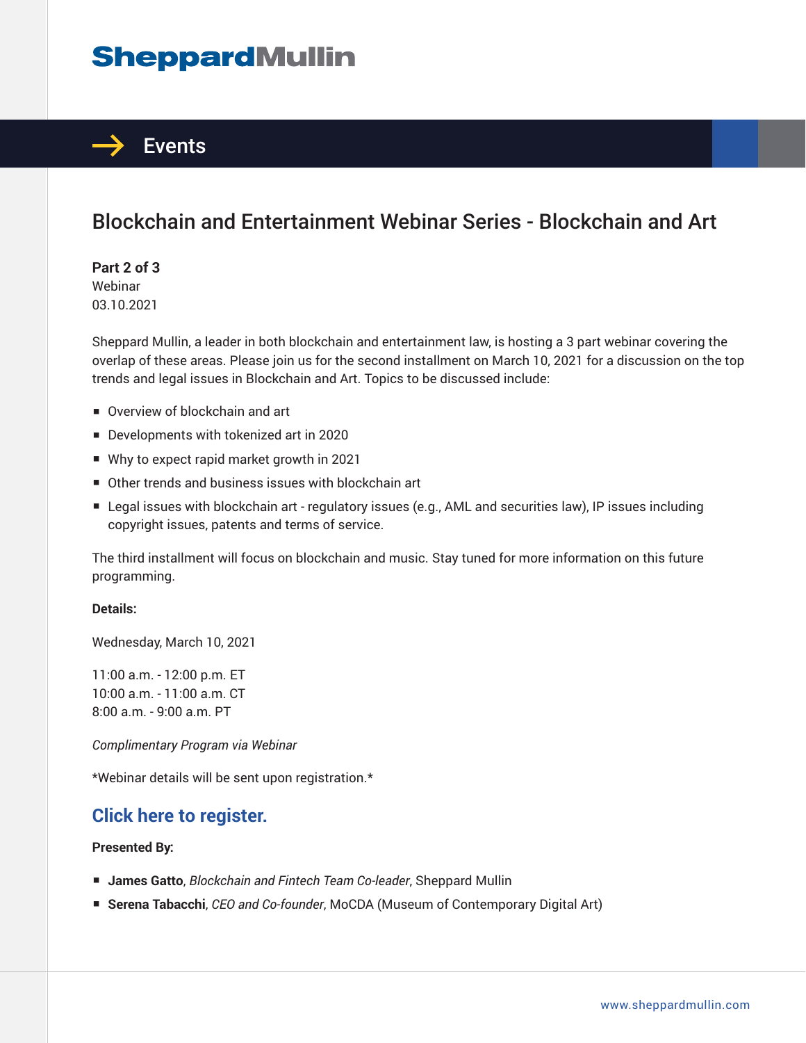# Sheppard Mullin

## Events

# Blockchain and Entertainment Webinar Series - Blockchain and Art

**Part 2 of 3**
Webinar
03.10.2021

Sheppard Mullin, a leader in both blockchain and entertainment law, is hosting a 3 part webinar covering the overlap of these areas. Please join us for the second installment on March 10, 2021 for a discussion on the top trends and legal issues in Blockchain and Art. Topics to be discussed include:

- Overview of blockchain and art
- Developments with tokenized art in 2020
- Why to expect rapid market growth in 2021
- Other trends and business issues with blockchain art
- Legal issues with blockchain art - regulatory issues (e.g., AML and securities law), IP issues including copyright issues, patents and terms of service.

The third installment will focus on blockchain and music. Stay tuned for more information on this future programming.

**Details:**

Wednesday, March 10, 2021

11:00 a.m. - 12:00 p.m. ET
10:00 a.m. - 11:00 a.m. CT
8:00 a.m. - 9:00 a.m. PT

*Complimentary Program via Webinar*

*Webinar details will be sent upon registration.*

## Click here to register.

**Presented By:**

- **James Gatto**, *Blockchain and Fintech Team Co-leader*, Sheppard Mullin
- **Serena Tabacchi**, *CEO and Co-founder*, MoCDA (Museum of Contemporary Digital Art)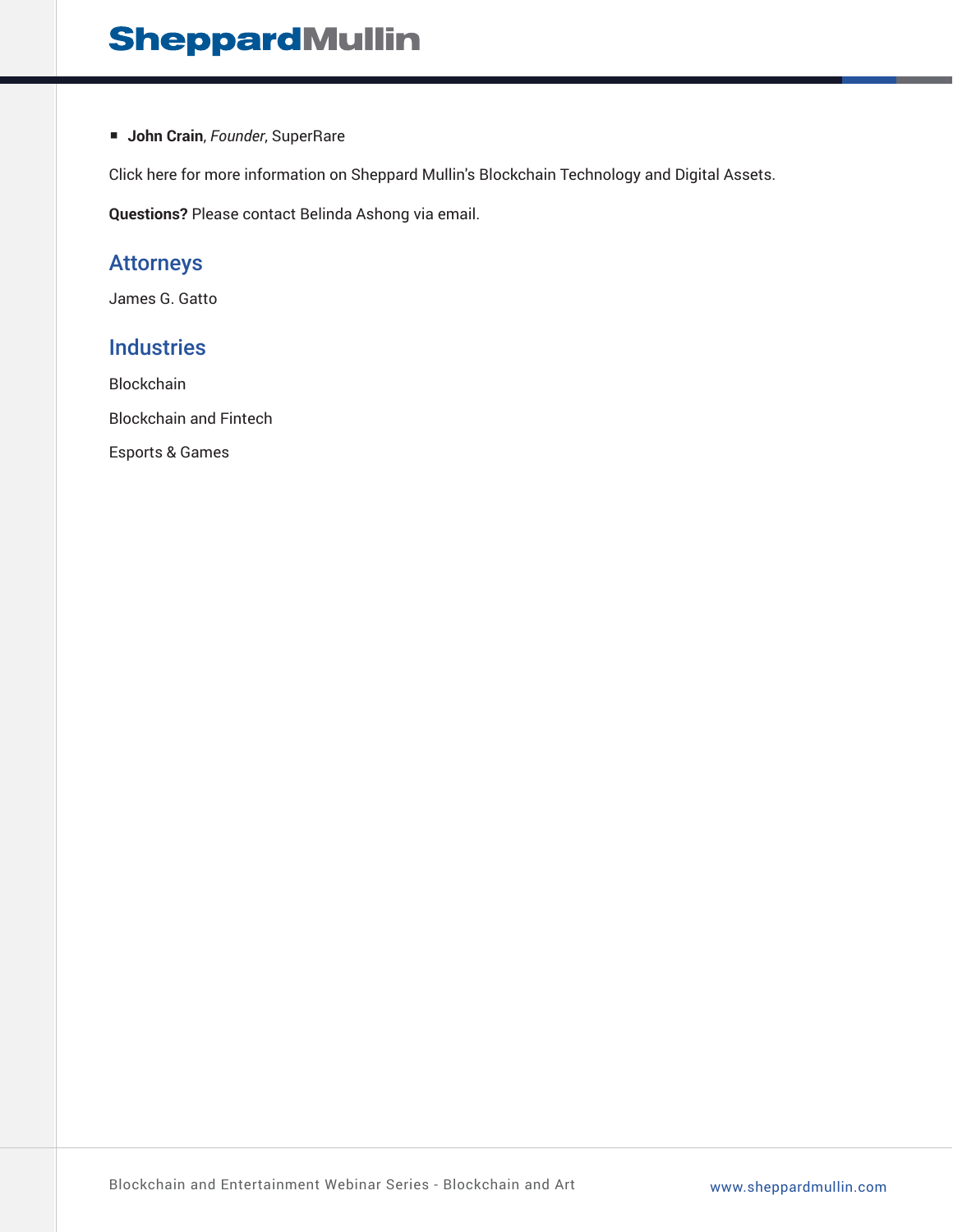- **John Crain**, *Founder*, SuperRare

Click here for more information on Sheppard Mullin's Blockchain Technology and Digital Assets.

**Questions?** Please contact Belinda Ashong via email.

## Attorneys

James G. Gatto

## Industries

Blockchain

Blockchain and Fintech

Esports & Games